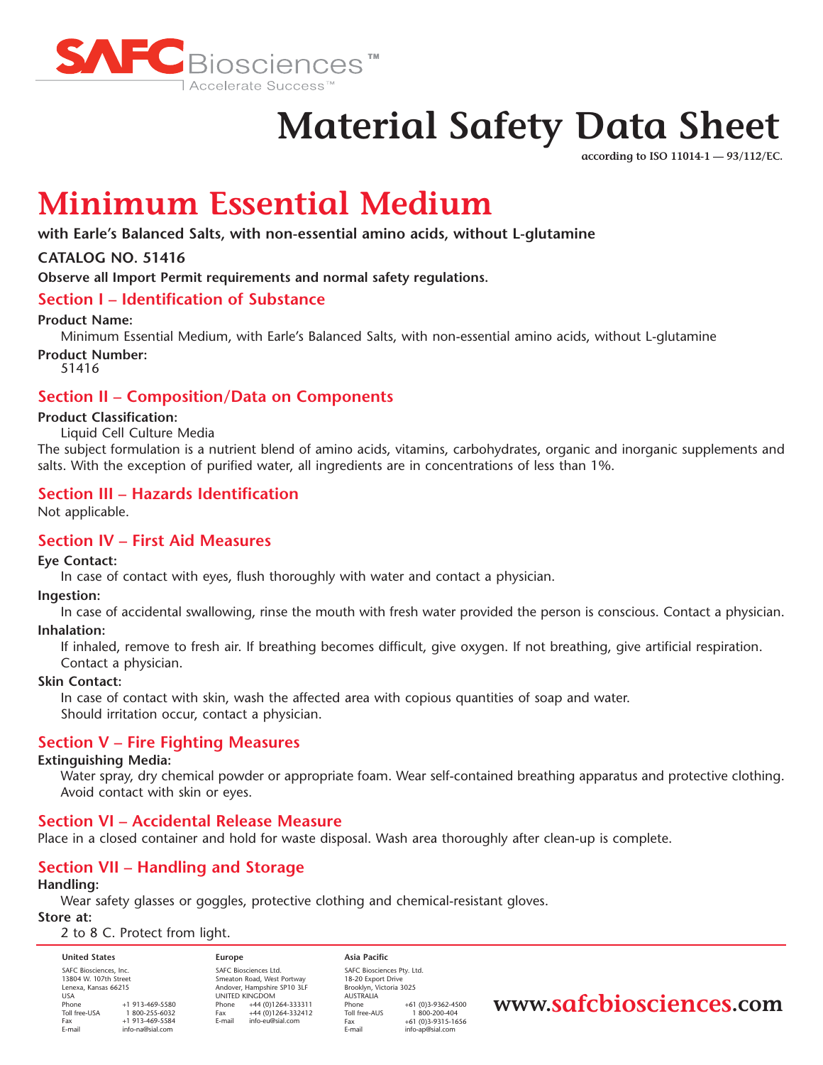SAFC Biosciences™
Accelerate Success™

# Material Safety Data Sheet

**according to ISO 11014-1 — 93/112/EC.**

# Minimum Essential Medium

**with Earle's Balanced Salts, with non-essential amino acids, without L-glutamine**

**CATALOG NO. 51416**

**Observe all Import Permit requirements and normal safety regulations.**

## Section I – Identification of Substance

**Product Name:**

Minimum Essential Medium, with Earle's Balanced Salts, with non-essential amino acids, without L-glutamine

**Product Number:**

51416

## Section II – Composition/Data on Components

**Product Classification:**

Liquid Cell Culture Media

The subject formulation is a nutrient blend of amino acids, vitamins, carbohydrates, organic and inorganic supplements and salts. With the exception of purified water, all ingredients are in concentrations of less than 1%.

## Section III – Hazards Identification

Not applicable.

## Section IV – First Aid Measures

**Eye Contact:**

In case of contact with eyes, flush thoroughly with water and contact a physician.

**Ingestion:**

In case of accidental swallowing, rinse the mouth with fresh water provided the person is conscious. Contact a physician.

**Inhalation:**

If inhaled, remove to fresh air. If breathing becomes difficult, give oxygen. If not breathing, give artificial respiration. Contact a physician.

**Skin Contact:**

In case of contact with skin, wash the affected area with copious quantities of soap and water. Should irritation occur, contact a physician.

## Section V – Fire Fighting Measures

**Extinguishing Media:**

Water spray, dry chemical powder or appropriate foam. Wear self-contained breathing apparatus and protective clothing. Avoid contact with skin or eyes.

## Section VI – Accidental Release Measure

Place in a closed container and hold for waste disposal. Wash area thoroughly after clean-up is complete.

## Section VII – Handling and Storage

**Handling:**

Wear safety glasses or goggles, protective clothing and chemical-resistant gloves.

**Store at:**

2 to 8 C. Protect from light.

**United States**
SAFC Biosciences, Inc.
13804 W. 107th Street
Lenexa, Kansas 66215
USA
Phone +1 913-469-5580
Toll free-USA 1 800-255-6032
Fax +1 913-469-5584
E-mail info-na@sial.com

**Europe**
SAFC Biosciences Ltd.
Smeaton Road, West Portway
Andover, Hampshire SP10 3LF
UNITED KINGDOM
Phone +44 (0)1264-333311
Fax +44 (0)1264-332412
E-mail info-eu@sial.com

**Asia Pacific**
SAFC Biosciences Pty. Ltd.
18-20 Export Drive
Brooklyn, Victoria 3025
AUSTRALIA
Phone +61 (0)3-9362-4500
Toll free-AUS 1 800-200-404
Fax +61 (0)3-9315-1656
E-mail info-ap@sial.com

**www.safcbiosciences.com**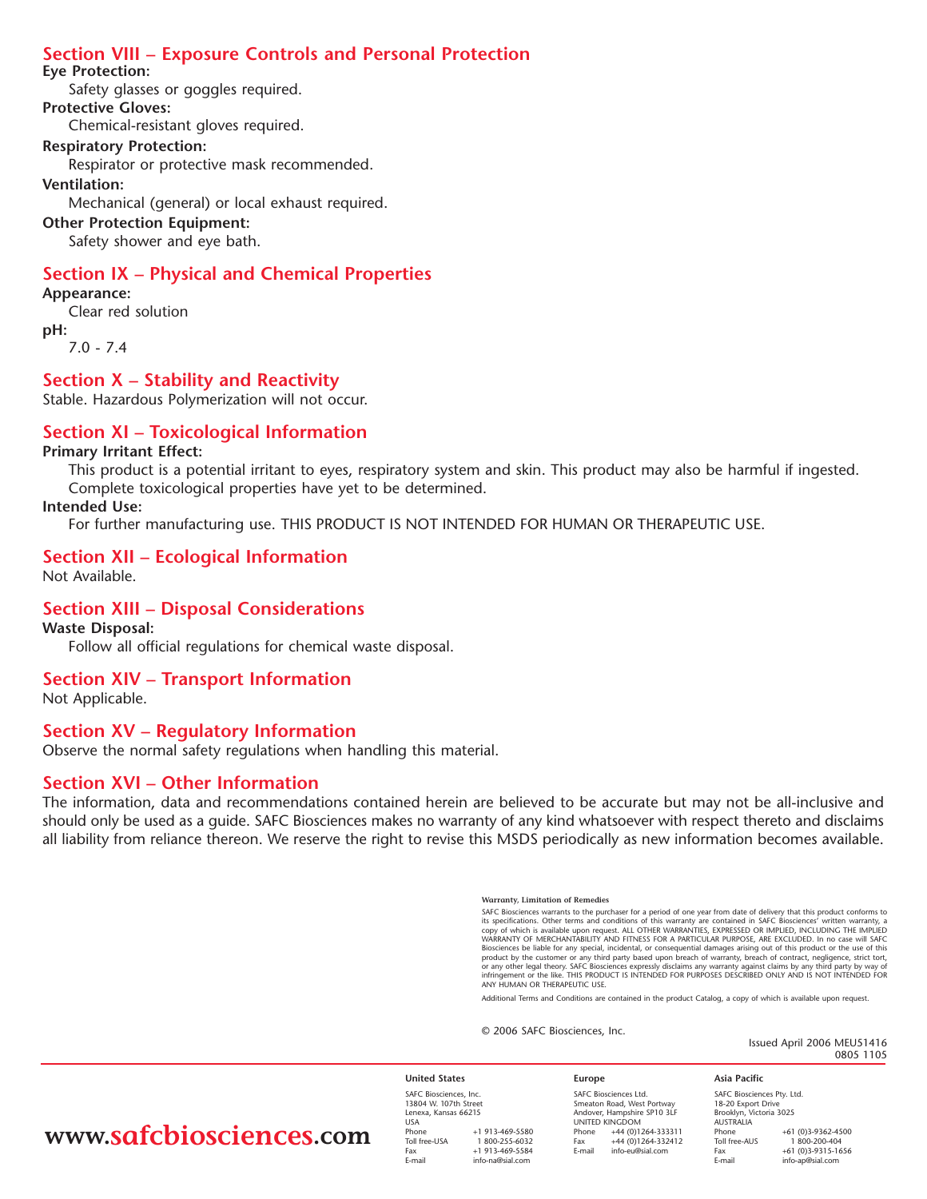## Section VIII – Exposure Controls and Personal Protection

**Eye Protection:**

Safety glasses or goggles required.

**Protective Gloves:**

Chemical-resistant gloves required.

**Respiratory Protection:**

Respirator or protective mask recommended.

**Ventilation:**

Mechanical (general) or local exhaust required.

**Other Protection Equipment:**

Safety shower and eye bath.

## Section IX – Physical and Chemical Properties

**Appearance:**

Clear red solution

**pH:**

7.0 - 7.4

## Section X – Stability and Reactivity

Stable. Hazardous Polymerization will not occur.

## Section XI – Toxicological Information

**Primary Irritant Effect:**

This product is a potential irritant to eyes, respiratory system and skin. This product may also be harmful if ingested. Complete toxicological properties have yet to be determined.

**Intended Use:**

For further manufacturing use. THIS PRODUCT IS NOT INTENDED FOR HUMAN OR THERAPEUTIC USE.

## Section XII – Ecological Information

Not Available.

## Section XIII – Disposal Considerations

**Waste Disposal:**

Follow all official regulations for chemical waste disposal.

## Section XIV – Transport Information

Not Applicable.

## Section XV – Regulatory Information

Observe the normal safety regulations when handling this material.

## Section XVI – Other Information

The information, data and recommendations contained herein are believed to be accurate but may not be all-inclusive and should only be used as a guide. SAFC Biosciences makes no warranty of any kind whatsoever with respect thereto and disclaims all liability from reliance thereon. We reserve the right to revise this MSDS periodically as new information becomes available.

**Warranty, Limitation of Remedies**

SAFC Biosciences warrants to the purchaser for a period of one year from date of delivery that this product conforms to its specifications. Other terms and conditions of this warranty are contained in SAFC Biosciences' written warranty, a copy of which is available upon request. ALL OTHER WARRANTIES, EXPRESSED OR IMPLIED, INCLUDING THE IMPLIED WARRANTY OF MERCHANTABILITY AND FITNESS FOR A PARTICULAR PURPOSE, ARE EXCLUDED. In no case will SAFC Biosciences be liable for any special, incidental, or consequential damages arising out of this product or the use of this product by the customer or any third party based upon breach of warranty, breach of contract, negligence, strict tort, or any other legal theory. SAFC Biosciences expressly disclaims any warranty against claims by any third party by way of infringement or the like. THIS PRODUCT IS INTENDED FOR PURPOSES DESCRIBED ONLY AND IS NOT INTENDED FOR ANY HUMAN OR THERAPEUTIC USE.

Additional Terms and Conditions are contained in the product Catalog, a copy of which is available upon request.

© 2006 SAFC Biosciences, Inc.

Issued April 2006 MEU51416
0805 1105

www.safcbiosciences.com

**United States**

SAFC Biosciences, Inc.
13804 W. 107th Street
Lenexa, Kansas 66215
USA
Phone +1 913-469-5580
Toll free-USA 1 800-255-6032
Fax +1 913-469-5584
E-mail info-na@sial.com

**Europe**

SAFC Biosciences Ltd.
Smeaton Road, West Portway
Andover, Hampshire SP10 3LF
UNITED KINGDOM
Phone +44 (0)1264-333311
Fax +44 (0)1264-332412
E-mail info-eu@sial.com

**Asia Pacific**

SAFC Biosciences Pty. Ltd.
18-20 Export Drive
Brooklyn, Victoria 3025
AUSTRALIA
Phone +61 (0)3-9362-4500
Toll free-AUS 1 800-200-404
Fax +61 (0)3-9315-1656
E-mail info-ap@sial.com